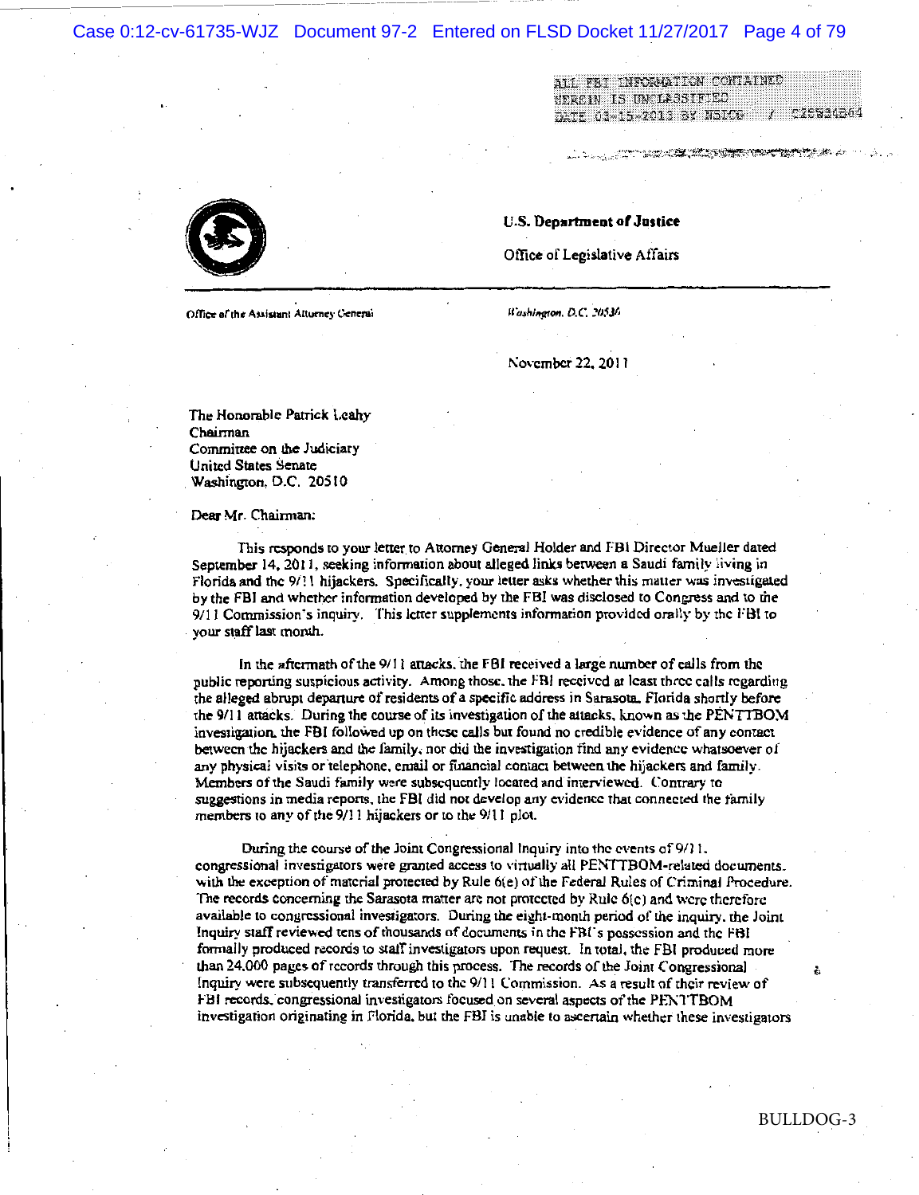ALL FBI INFORMATION CONTAINED
HEREIN IS UNCLASSIFIED
DATE 03-15-2013 BY NSICG / C25W34B64

**U.S. Department of Justice**

Office of Legislative Affairs

Office of the Assistant Attorney General

*Washington, D.C. 20530*

November 22, 2011

The Honorable Patrick Leahy
Chairman
Committee on the Judiciary
United States Senate
Washington, D.C. 20510

Dear Mr. Chairman:

This responds to your letter to Attorney General Holder and FBI Director Mueller dated September 14, 2011, seeking information about alleged links between a Saudi family living in Florida and the 9/11 hijackers. Specifically, your letter asks whether this matter was investigated by the FBI and whether information developed by the FBI was disclosed to Congress and to the 9/11 Commission's inquiry. This letter supplements information provided orally by the FBI to your staff last month.

In the aftermath of the 9/11 attacks, the FBI received a large number of calls from the public reporting suspicious activity. Among those, the FBI received at least three calls regarding the alleged abrupt departure of residents of a specific address in Sarasota, Florida shortly before the 9/11 attacks. During the course of its investigation of the attacks, known as the PENTTBOM investigation, the FBI followed up on these calls but found no credible evidence of any contact between the hijackers and the family, nor did the investigation find any evidence whatsoever of any physical visits or telephone, email or financial contact between the hijackers and family. Members of the Saudi family were subsequently located and interviewed. Contrary to suggestions in media reports, the FBI did not develop any evidence that connected the family members to any of the 9/11 hijackers or to the 9/11 plot.

During the course of the Joint Congressional Inquiry into the events of 9/11, congressional investigators were granted access to virtually all PENTTBOM-related documents, with the exception of material protected by Rule 6(e) of the Federal Rules of Criminal Procedure. The records concerning the Sarasota matter are not protected by Rule 6(e) and were therefore available to congressional investigators. During the eight-month period of the inquiry, the Joint Inquiry staff reviewed tens of thousands of documents in the FBI's possession and the FBI formally produced records to staff investigators upon request. In total, the FBI produced more than 24,000 pages of records through this process. The records of the Joint Congressional Inquiry were subsequently transferred to the 9/11 Commission. As a result of their review of FBI records, congressional investigators focused on several aspects of the PENTTBOM investigation originating in Florida, but the FBI is unable to ascertain whether these investigators

BULLDOG-3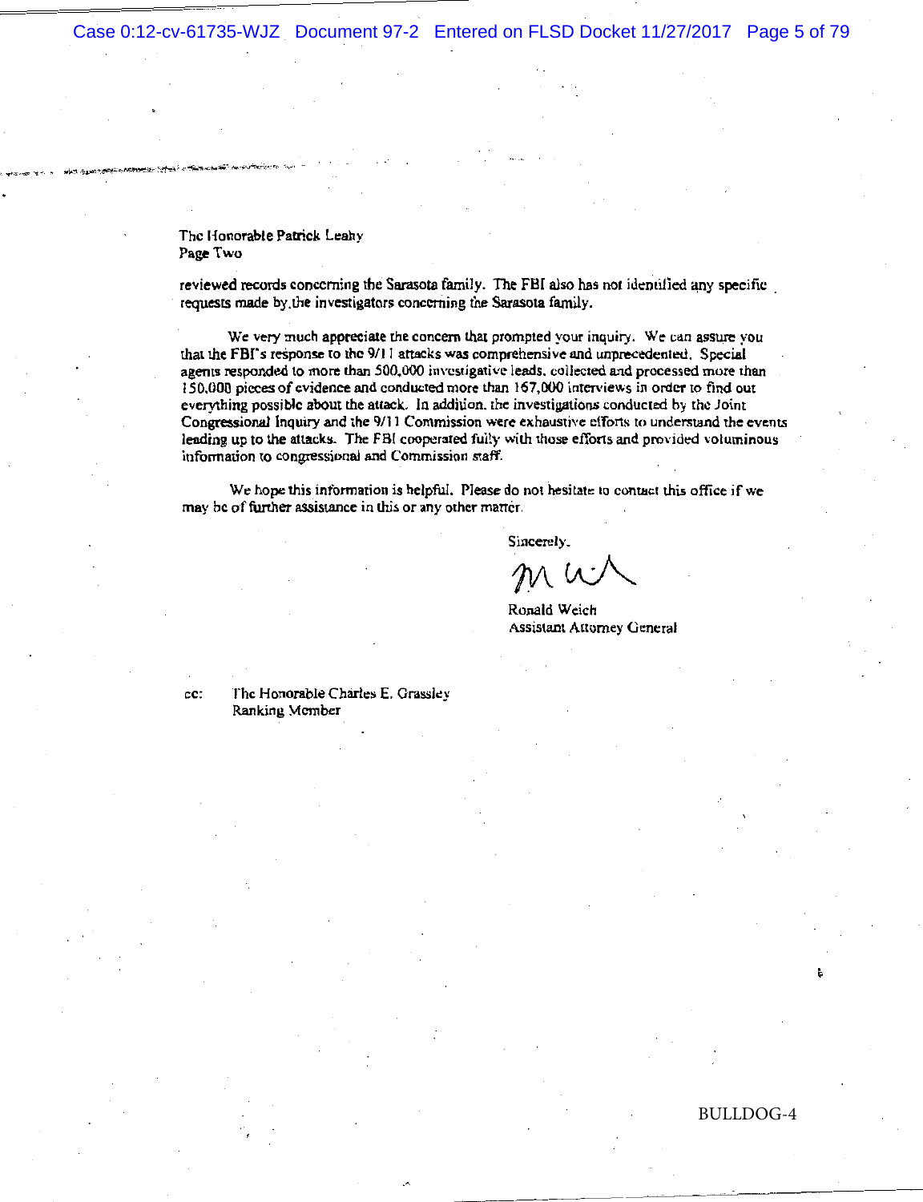The Honorable Patrick Leahy
Page Two

reviewed records concerning the Sarasota family. The FBI also has not identified any specific requests made by the investigators concerning the Sarasota family.

We very much appreciate the concern that prompted your inquiry. We can assure you that the FBI's response to the 9/11 attacks was comprehensive and unprecedented. Special agents responded to more than 500,000 investigative leads, collected and processed more than 150,000 pieces of evidence and conducted more than 167,000 interviews in order to find out everything possible about the attack. In addition, the investigations conducted by the Joint Congressional Inquiry and the 9/11 Commission were exhaustive efforts to understand the events leading up to the attacks. The FBI cooperated fully with those efforts and provided voluminous information to congressional and Commission staff.

We hope this information is helpful. Please do not hesitate to contact this office if we may be of further assistance in this or any other matter.

Sincerely,

Ronald Weich
Assistant Attorney General

cc: The Honorable Charles E. Grassley
Ranking Member

BULLDOG-4